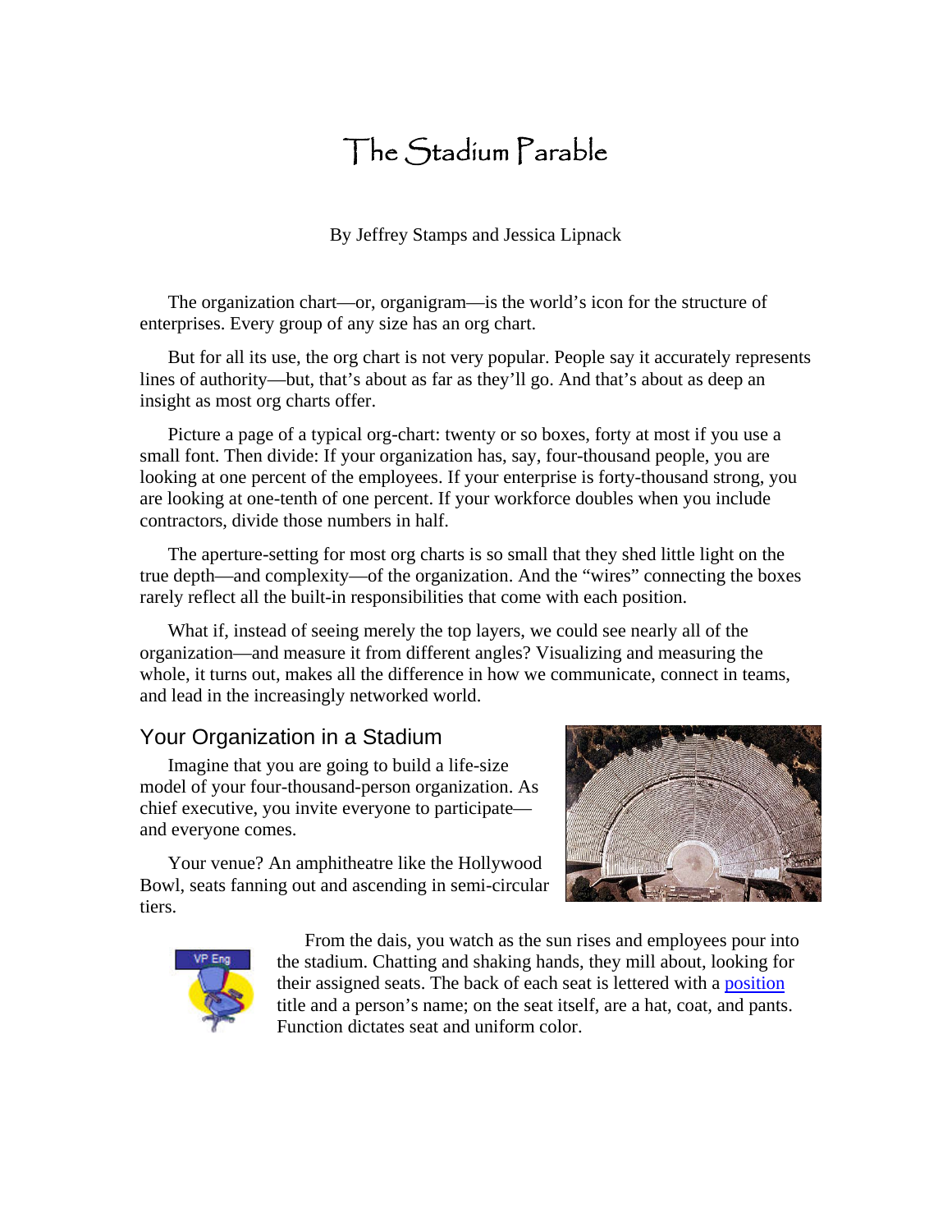# The Stadium Parable

By Jeffrey Stamps and Jessica Lipnack

The organization chart—or, organigram—is the world's icon for the structure of enterprises. Every group of any size has an org chart.

But for all its use, the org chart is not very popular. People say it accurately represents lines of authority—but, that's about as far as they'll go. And that's about as deep an insight as most org charts offer.

Picture a page of a typical org-chart: twenty or so boxes, forty at most if you use a small font. Then divide: If your organization has, say, four-thousand people, you are looking at one percent of the employees. If your enterprise is forty-thousand strong, you are looking at one-tenth of one percent. If your workforce doubles when you include contractors, divide those numbers in half.

The aperture-setting for most org charts is so small that they shed little light on the true depth—and complexity—of the organization. And the "wires" connecting the boxes rarely reflect all the built-in responsibilities that come with each position.

What if, instead of seeing merely the top layers, we could see nearly all of the organization—and measure it from different angles? Visualizing and measuring the whole, it turns out, makes all the difference in how we communicate, connect in teams, and lead in the increasingly networked world.

## Your Organization in a Stadium

Imagine that you are going to build a life-size model of your four-thousand-person organization. As chief executive, you invite everyone to participate—and everyone comes.

Your venue? An amphitheatre like the Hollywood Bowl, seats fanning out and ascending in semi-circular tiers.

VP Eng

From the dais, you watch as the sun rises and employees pour into the stadium. Chatting and shaking hands, they mill about, looking for their assigned seats. The back of each seat is lettered with a position title and a person's name; on the seat itself, are a hat, coat, and pants. Function dictates seat and uniform color.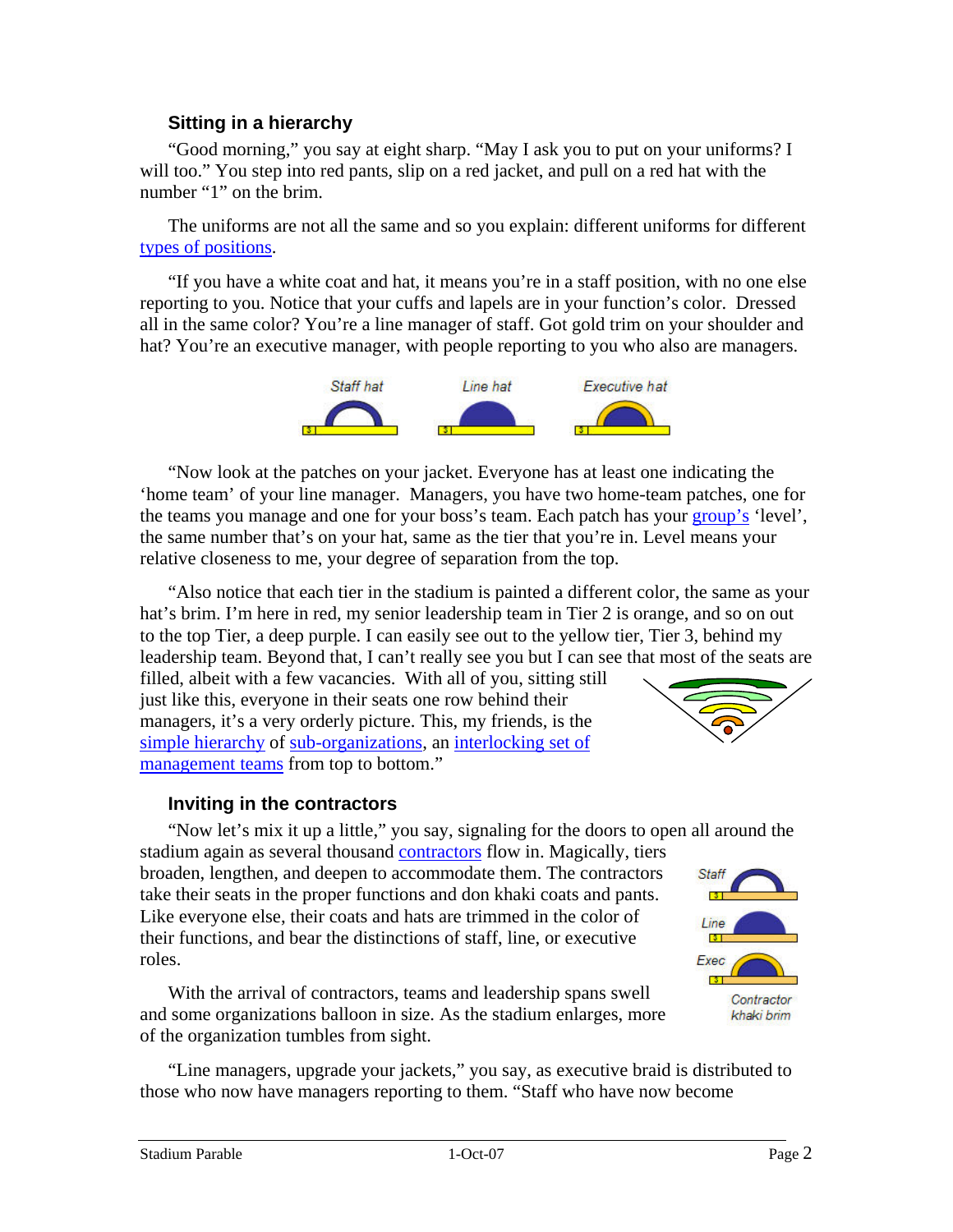### Sitting in a hierarchy

"Good morning," you say at eight sharp. "May I ask you to put on your uniforms? I will too." You step into red pants, slip on a red jacket, and pull on a red hat with the number "1" on the brim.

The uniforms are not all the same and so you explain: different uniforms for different types of positions.

"If you have a white coat and hat, it means you're in a staff position, with no one else reporting to you. Notice that your cuffs and lapels are in your function's color. Dressed all in the same color? You're a line manager of staff. Got gold trim on your shoulder and hat? You're an executive manager, with people reporting to you who also are managers.

Staff hat Line hat Executive hat

"Now look at the patches on your jacket. Everyone has at least one indicating the 'home team' of your line manager. Managers, you have two home-team patches, one for the teams you manage and one for your boss's team. Each patch has your group's 'level', the same number that's on your hat, same as the tier that you're in. Level means your relative closeness to me, your degree of separation from the top.

"Also notice that each tier in the stadium is painted a different color, the same as your hat's brim. I'm here in red, my senior leadership team in Tier 2 is orange, and so on out to the top Tier, a deep purple. I can easily see out to the yellow tier, Tier 3, behind my leadership team. Beyond that, I can't really see you but I can see that most of the seats are filled, albeit with a few vacancies. With all of you, sitting still just like this, everyone in their seats one row behind their managers, it's a very orderly picture. This, my friends, is the simple hierarchy of sub-organizations, an interlocking set of management teams from top to bottom."

### Inviting in the contractors

"Now let's mix it up a little," you say, signaling for the doors to open all around the stadium again as several thousand contractors flow in. Magically, tiers broaden, lengthen, and deepen to accommodate them. The contractors take their seats in the proper functions and don khaki coats and pants. Like everyone else, their coats and hats are trimmed in the color of their functions, and bear the distinctions of staff, line, or executive roles.

Staff Line Exec

Contractor khaki brim

With the arrival of contractors, teams and leadership spans swell and some organizations balloon in size. As the stadium enlarges, more of the organization tumbles from sight.

"Line managers, upgrade your jackets," you say, as executive braid is distributed to those who now have managers reporting to them. "Staff who have now become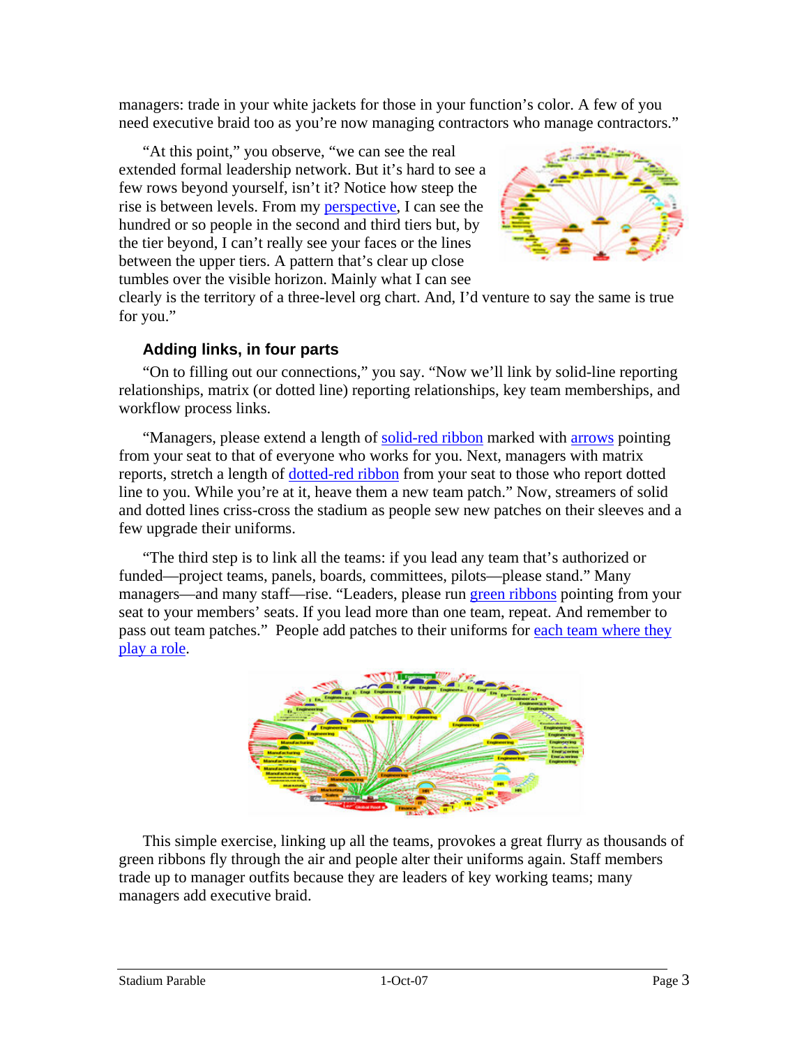managers: trade in your white jackets for those in your function's color. A few of you need executive braid too as you're now managing contractors who manage contractors."

"At this point," you observe, "we can see the real extended formal leadership network. But it's hard to see a few rows beyond yourself, isn't it? Notice how steep the rise is between levels. From my perspective, I can see the hundred or so people in the second and third tiers but, by the tier beyond, I can't really see your faces or the lines between the upper tiers. A pattern that's clear up close tumbles over the visible horizon. Mainly what I can see clearly is the territory of a three-level org chart. And, I'd venture to say the same is true for you."

### Adding links, in four parts

"On to filling out our connections," you say. "Now we'll link by solid-line reporting relationships, matrix (or dotted line) reporting relationships, key team memberships, and workflow process links.

"Managers, please extend a length of solid-red ribbon marked with arrows pointing from your seat to that of everyone who works for you. Next, managers with matrix reports, stretch a length of dotted-red ribbon from your seat to those who report dotted line to you. While you're at it, heave them a new team patch." Now, streamers of solid and dotted lines criss-cross the stadium as people sew new patches on their sleeves and a few upgrade their uniforms.

"The third step is to link all the teams: if you lead any team that's authorized or funded—project teams, panels, boards, committees, pilots—please stand." Many managers—and many staff—rise. "Leaders, please run green ribbons pointing from your seat to your members' seats. If you lead more than one team, repeat. And remember to pass out team patches." People add patches to their uniforms for each team where they play a role.

This simple exercise, linking up all the teams, provokes a great flurry as thousands of green ribbons fly through the air and people alter their uniforms again. Staff members trade up to manager outfits because they are leaders of key working teams; many managers add executive braid.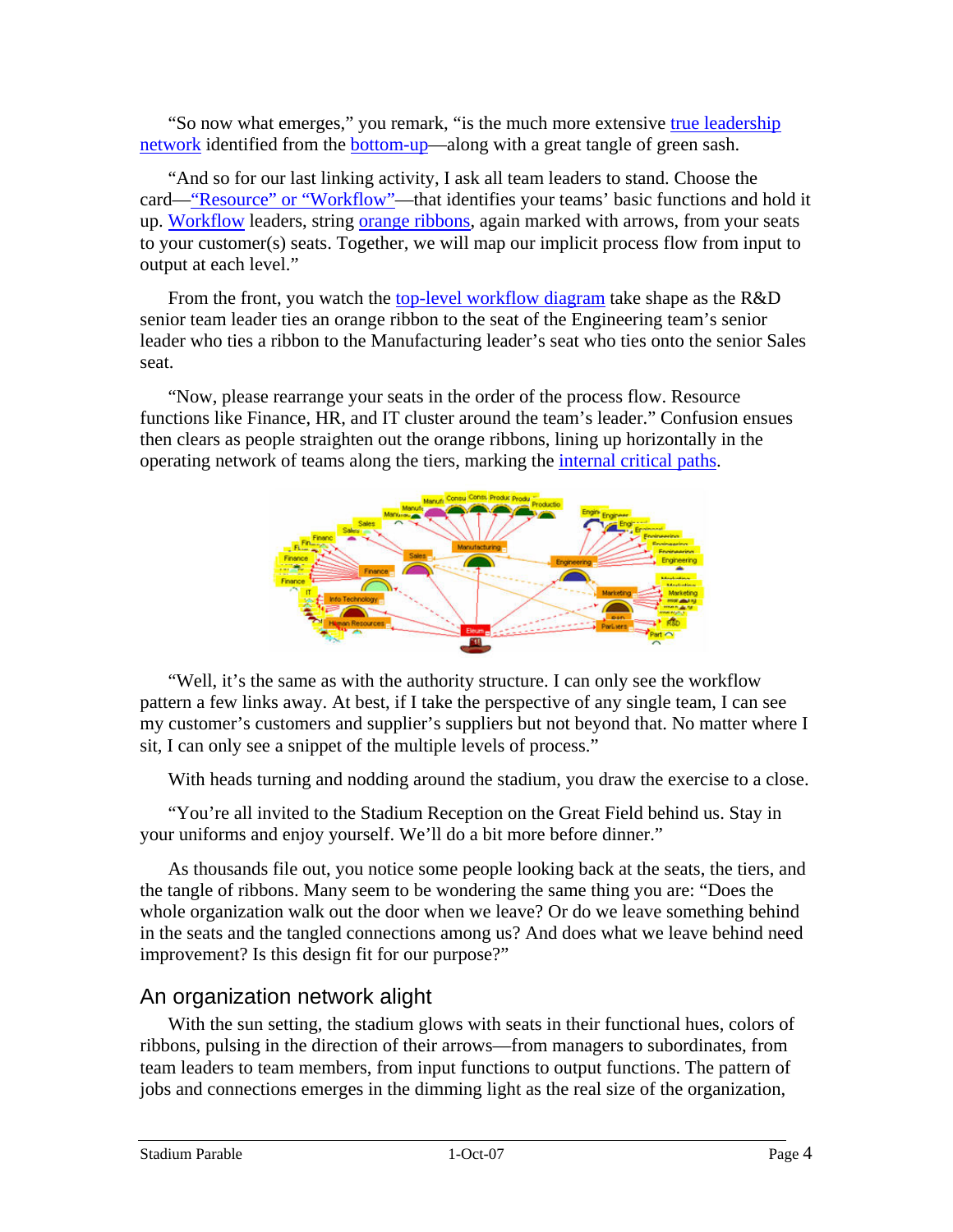"So now what emerges," you remark, "is the much more extensive true leadership network identified from the bottom-up—along with a great tangle of green sash.

"And so for our last linking activity, I ask all team leaders to stand. Choose the card—"Resource" or "Workflow"—that identifies your teams' basic functions and hold it up. Workflow leaders, string orange ribbons, again marked with arrows, from your seats to your customer(s) seats. Together, we will map our implicit process flow from input to output at each level."

From the front, you watch the top-level workflow diagram take shape as the R&D senior team leader ties an orange ribbon to the seat of the Engineering team's senior leader who ties a ribbon to the Manufacturing leader's seat who ties onto the senior Sales seat.

"Now, please rearrange your seats in the order of the process flow. Resource functions like Finance, HR, and IT cluster around the team's leader." Confusion ensues then clears as people straighten out the orange ribbons, lining up horizontally in the operating network of teams along the tiers, marking the internal critical paths.

"Well, it's the same as with the authority structure. I can only see the workflow pattern a few links away. At best, if I take the perspective of any single team, I can see my customer's customers and supplier's suppliers but not beyond that. No matter where I sit, I can only see a snippet of the multiple levels of process."

With heads turning and nodding around the stadium, you draw the exercise to a close.

"You're all invited to the Stadium Reception on the Great Field behind us. Stay in your uniforms and enjoy yourself. We'll do a bit more before dinner."

As thousands file out, you notice some people looking back at the seats, the tiers, and the tangle of ribbons. Many seem to be wondering the same thing you are: "Does the whole organization walk out the door when we leave? Or do we leave something behind in the seats and the tangled connections among us? And does what we leave behind need improvement? Is this design fit for our purpose?"

## An organization network alight

With the sun setting, the stadium glows with seats in their functional hues, colors of ribbons, pulsing in the direction of their arrows—from managers to subordinates, from team leaders to team members, from input functions to output functions. The pattern of jobs and connections emerges in the dimming light as the real size of the organization,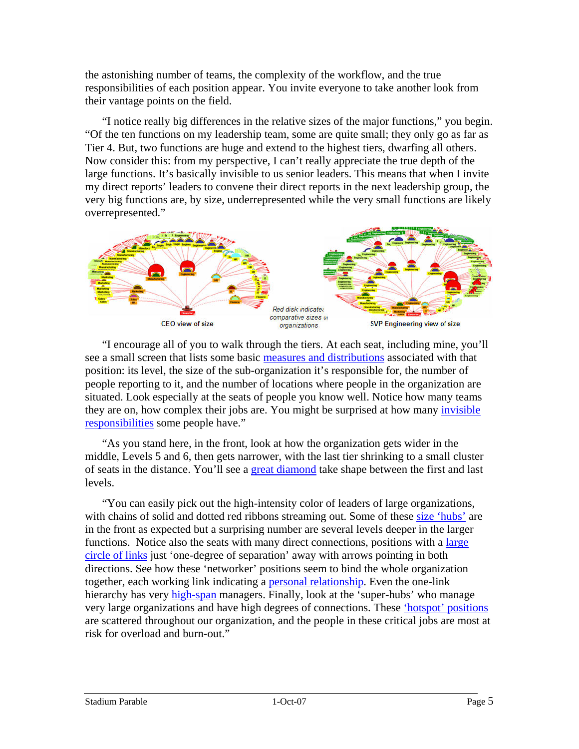the astonishing number of teams, the complexity of the workflow, and the true responsibilities of each position appear. You invite everyone to take another look from their vantage points on the field.

"I notice really big differences in the relative sizes of the major functions," you begin. "Of the ten functions on my leadership team, some are quite small; they only go as far as Tier 4. But, two functions are huge and extend to the highest tiers, dwarfing all others. Now consider this: from my perspective, I can't really appreciate the true depth of the large functions. It's basically invisible to us senior leaders. This means that when I invite my direct reports' leaders to convene their direct reports in the next leadership group, the very big functions are, by size, underrepresented while the very small functions are likely overrepresented."

CEO view of size — Red disk indicates comparative sizes of organizations — SVP Engineering view of size

"I encourage all of you to walk through the tiers. At each seat, including mine, you'll see a small screen that lists some basic measures and distributions associated with that position: its level, the size of the sub-organization it's responsible for, the number of people reporting to it, and the number of locations where people in the organization are situated. Look especially at the seats of people you know well. Notice how many teams they are on, how complex their jobs are. You might be surprised at how many invisible responsibilities some people have."

"As you stand here, in the front, look at how the organization gets wider in the middle, Levels 5 and 6, then gets narrower, with the last tier shrinking to a small cluster of seats in the distance. You'll see a great diamond take shape between the first and last levels.

"You can easily pick out the high-intensity color of leaders of large organizations, with chains of solid and dotted red ribbons streaming out. Some of these size 'hubs' are in the front as expected but a surprising number are several levels deeper in the larger functions. Notice also the seats with many direct connections, positions with a large circle of links just 'one-degree of separation' away with arrows pointing in both directions. See how these 'networker' positions seem to bind the whole organization together, each working link indicating a personal relationship. Even the one-link hierarchy has very high-span managers. Finally, look at the 'super-hubs' who manage very large organizations and have high degrees of connections. These 'hotspot' positions are scattered throughout our organization, and the people in these critical jobs are most at risk for overload and burn-out."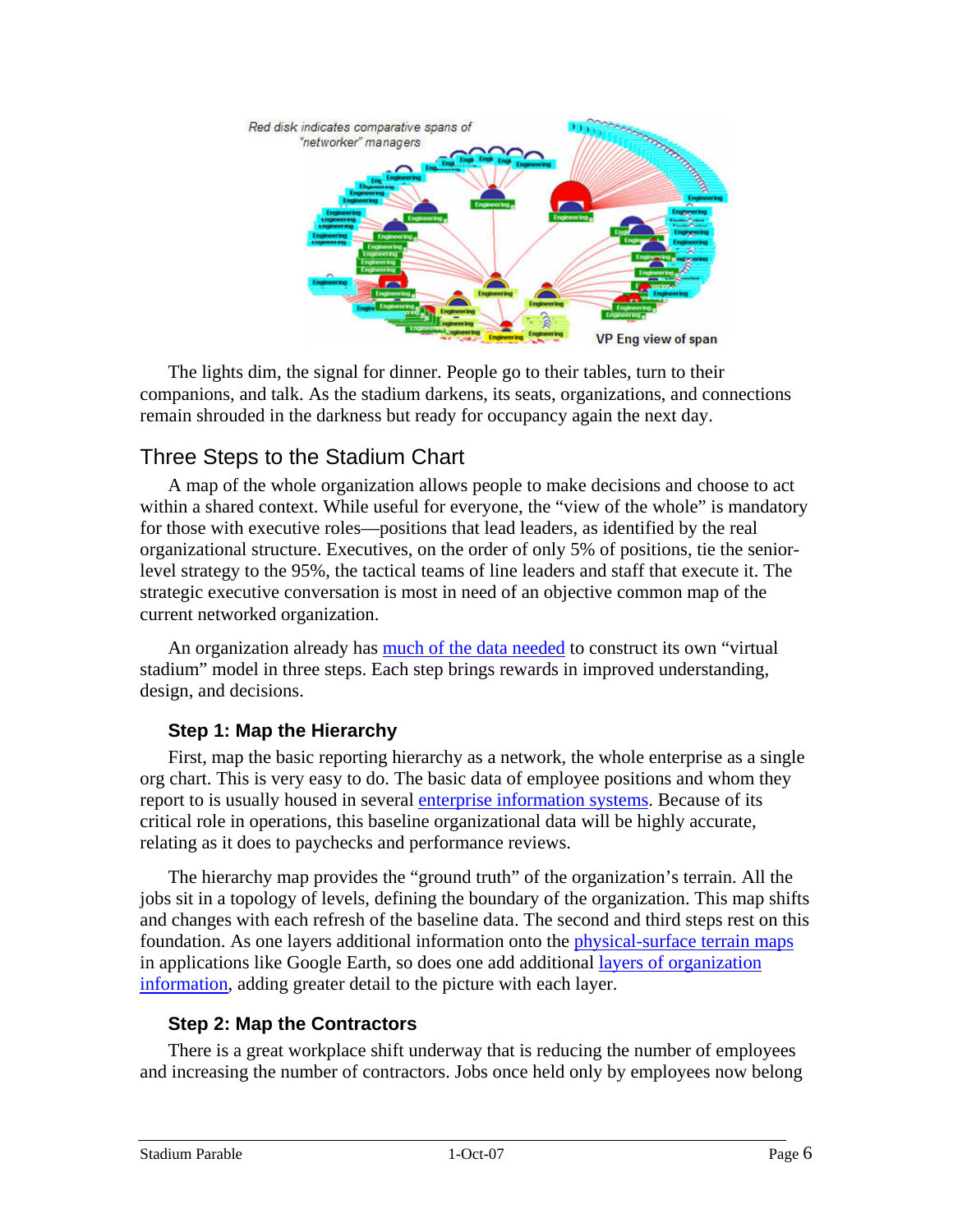The lights dim, the signal for dinner. People go to their tables, turn to their companions, and talk. As the stadium darkens, its seats, organizations, and connections remain shrouded in the darkness but ready for occupancy again the next day.

## Three Steps to the Stadium Chart

A map of the whole organization allows people to make decisions and choose to act within a shared context. While useful for everyone, the "view of the whole" is mandatory for those with executive roles—positions that lead leaders, as identified by the real organizational structure. Executives, on the order of only 5% of positions, tie the senior-level strategy to the 95%, the tactical teams of line leaders and staff that execute it. The strategic executive conversation is most in need of an objective common map of the current networked organization.

An organization already has much of the data needed to construct its own "virtual stadium" model in three steps. Each step brings rewards in improved understanding, design, and decisions.

### Step 1: Map the Hierarchy

First, map the basic reporting hierarchy as a network, the whole enterprise as a single org chart. This is very easy to do. The basic data of employee positions and whom they report to is usually housed in several enterprise information systems. Because of its critical role in operations, this baseline organizational data will be highly accurate, relating as it does to paychecks and performance reviews.

The hierarchy map provides the "ground truth" of the organization's terrain. All the jobs sit in a topology of levels, defining the boundary of the organization. This map shifts and changes with each refresh of the baseline data. The second and third steps rest on this foundation. As one layers additional information onto the physical-surface terrain maps in applications like Google Earth, so does one add additional layers of organization information, adding greater detail to the picture with each layer.

### Step 2: Map the Contractors

There is a great workplace shift underway that is reducing the number of employees and increasing the number of contractors. Jobs once held only by employees now belong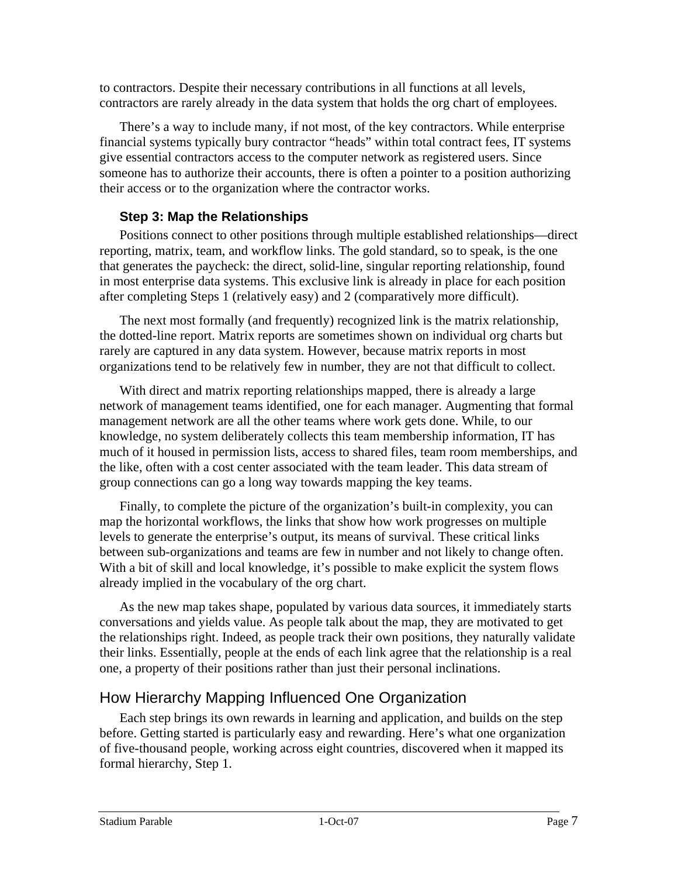to contractors. Despite their necessary contributions in all functions at all levels, contractors are rarely already in the data system that holds the org chart of employees.

There's a way to include many, if not most, of the key contractors. While enterprise financial systems typically bury contractor "heads" within total contract fees, IT systems give essential contractors access to the computer network as registered users. Since someone has to authorize their accounts, there is often a pointer to a position authorizing their access or to the organization where the contractor works.

### Step 3: Map the Relationships

Positions connect to other positions through multiple established relationships—direct reporting, matrix, team, and workflow links. The gold standard, so to speak, is the one that generates the paycheck: the direct, solid-line, singular reporting relationship, found in most enterprise data systems. This exclusive link is already in place for each position after completing Steps 1 (relatively easy) and 2 (comparatively more difficult).

The next most formally (and frequently) recognized link is the matrix relationship, the dotted-line report. Matrix reports are sometimes shown on individual org charts but rarely are captured in any data system. However, because matrix reports in most organizations tend to be relatively few in number, they are not that difficult to collect.

With direct and matrix reporting relationships mapped, there is already a large network of management teams identified, one for each manager. Augmenting that formal management network are all the other teams where work gets done. While, to our knowledge, no system deliberately collects this team membership information, IT has much of it housed in permission lists, access to shared files, team room memberships, and the like, often with a cost center associated with the team leader. This data stream of group connections can go a long way towards mapping the key teams.

Finally, to complete the picture of the organization's built-in complexity, you can map the horizontal workflows, the links that show how work progresses on multiple levels to generate the enterprise's output, its means of survival. These critical links between sub-organizations and teams are few in number and not likely to change often. With a bit of skill and local knowledge, it's possible to make explicit the system flows already implied in the vocabulary of the org chart.

As the new map takes shape, populated by various data sources, it immediately starts conversations and yields value. As people talk about the map, they are motivated to get the relationships right. Indeed, as people track their own positions, they naturally validate their links. Essentially, people at the ends of each link agree that the relationship is a real one, a property of their positions rather than just their personal inclinations.

## How Hierarchy Mapping Influenced One Organization

Each step brings its own rewards in learning and application, and builds on the step before. Getting started is particularly easy and rewarding. Here's what one organization of five-thousand people, working across eight countries, discovered when it mapped its formal hierarchy, Step 1.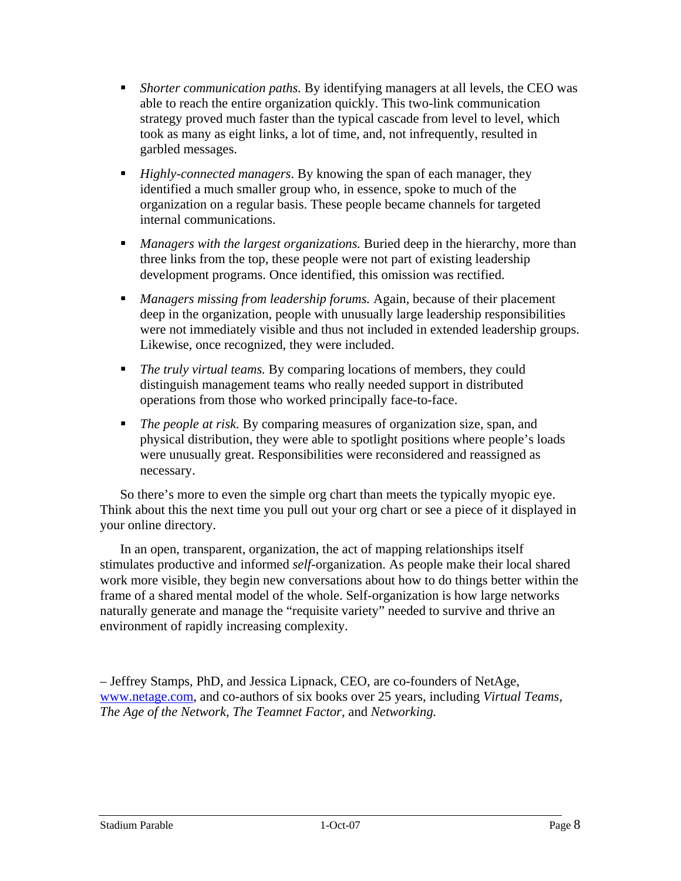- *Shorter communication paths.* By identifying managers at all levels, the CEO was able to reach the entire organization quickly. This two-link communication strategy proved much faster than the typical cascade from level to level, which took as many as eight links, a lot of time, and, not infrequently, resulted in garbled messages.

- *Highly-connected managers*. By knowing the span of each manager, they identified a much smaller group who, in essence, spoke to much of the organization on a regular basis. These people became channels for targeted internal communications.

- *Managers with the largest organizations.* Buried deep in the hierarchy, more than three links from the top, these people were not part of existing leadership development programs. Once identified, this omission was rectified.

- *Managers missing from leadership forums.* Again, because of their placement deep in the organization, people with unusually large leadership responsibilities were not immediately visible and thus not included in extended leadership groups. Likewise, once recognized, they were included.

- *The truly virtual teams.* By comparing locations of members, they could distinguish management teams who really needed support in distributed operations from those who worked principally face-to-face.

- *The people at risk.* By comparing measures of organization size, span, and physical distribution, they were able to spotlight positions where people's loads were unusually great. Responsibilities were reconsidered and reassigned as necessary.

So there's more to even the simple org chart than meets the typically myopic eye. Think about this the next time you pull out your org chart or see a piece of it displayed in your online directory.

In an open, transparent, organization, the act of mapping relationships itself stimulates productive and informed *self*-organization. As people make their local shared work more visible, they begin new conversations about how to do things better within the frame of a shared mental model of the whole. Self-organization is how large networks naturally generate and manage the "requisite variety" needed to survive and thrive an environment of rapidly increasing complexity.

– Jeffrey Stamps, PhD, and Jessica Lipnack, CEO, are co-founders of NetAge, www.netage.com, and co-authors of six books over 25 years, including *Virtual Teams, The Age of the Network, The Teamnet Factor,* and *Networking.*